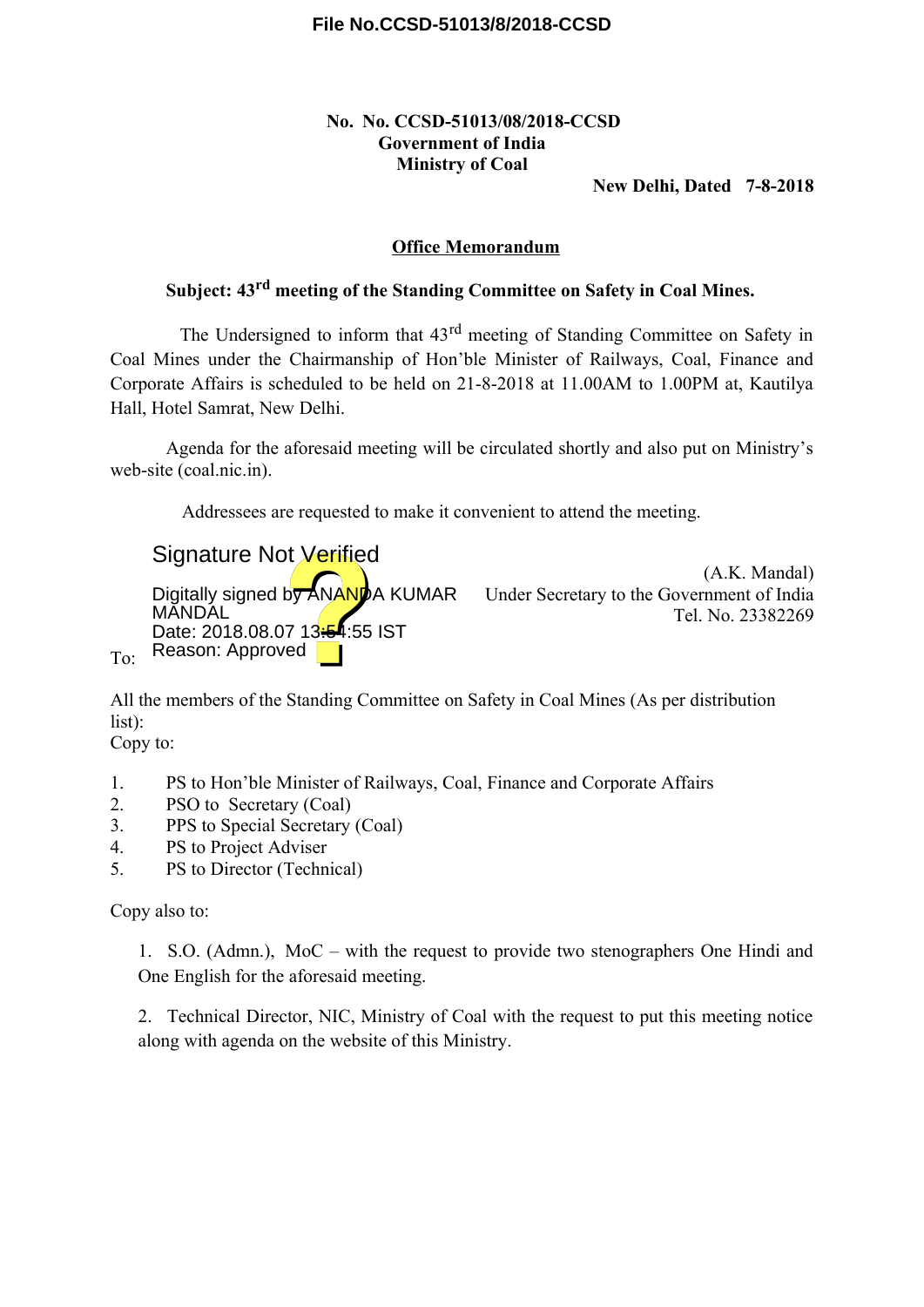File No.CCSD-51013/8/2018-CCSD

**No. No. CCSD-51013/08/2018-CCSD**
**Government of India**
**Ministry of Coal**

**New Delhi, Dated 7-8-2018**

**Office Memorandum**

**Subject: 43rd meeting of the Standing Committee on Safety in Coal Mines.**

The Undersigned to inform that 43rd meeting of Standing Committee on Safety in Coal Mines under the Chairmanship of Hon'ble Minister of Railways, Coal, Finance and Corporate Affairs is scheduled to be held on 21-8-2018 at 11.00AM to 1.00PM at, Kautilya Hall, Hotel Samrat, New Delhi.

Agenda for the aforesaid meeting will be circulated shortly and also put on Ministry's web-site (coal.nic.in).

Addressees are requested to make it convenient to attend the meeting.

Signature Not Verified
Digitally signed by ANANDA KUMAR MANDAL
Date: 2018.08.07 13:54:55 IST
Reason: Approved

(A.K. Mandal)
Under Secretary to the Government of India
Tel. No. 23382269

To:

All the members of the Standing Committee on Safety in Coal Mines (As per distribution list):

Copy to:

1. PS to Hon'ble Minister of Railways, Coal, Finance and Corporate Affairs
2. PSO to Secretary (Coal)
3. PPS to Special Secretary (Coal)
4. PS to Project Adviser
5. PS to Director (Technical)

Copy also to:

1. S.O. (Admn.), MoC – with the request to provide two stenographers One Hindi and One English for the aforesaid meeting.

2. Technical Director, NIC, Ministry of Coal with the request to put this meeting notice along with agenda on the website of this Ministry.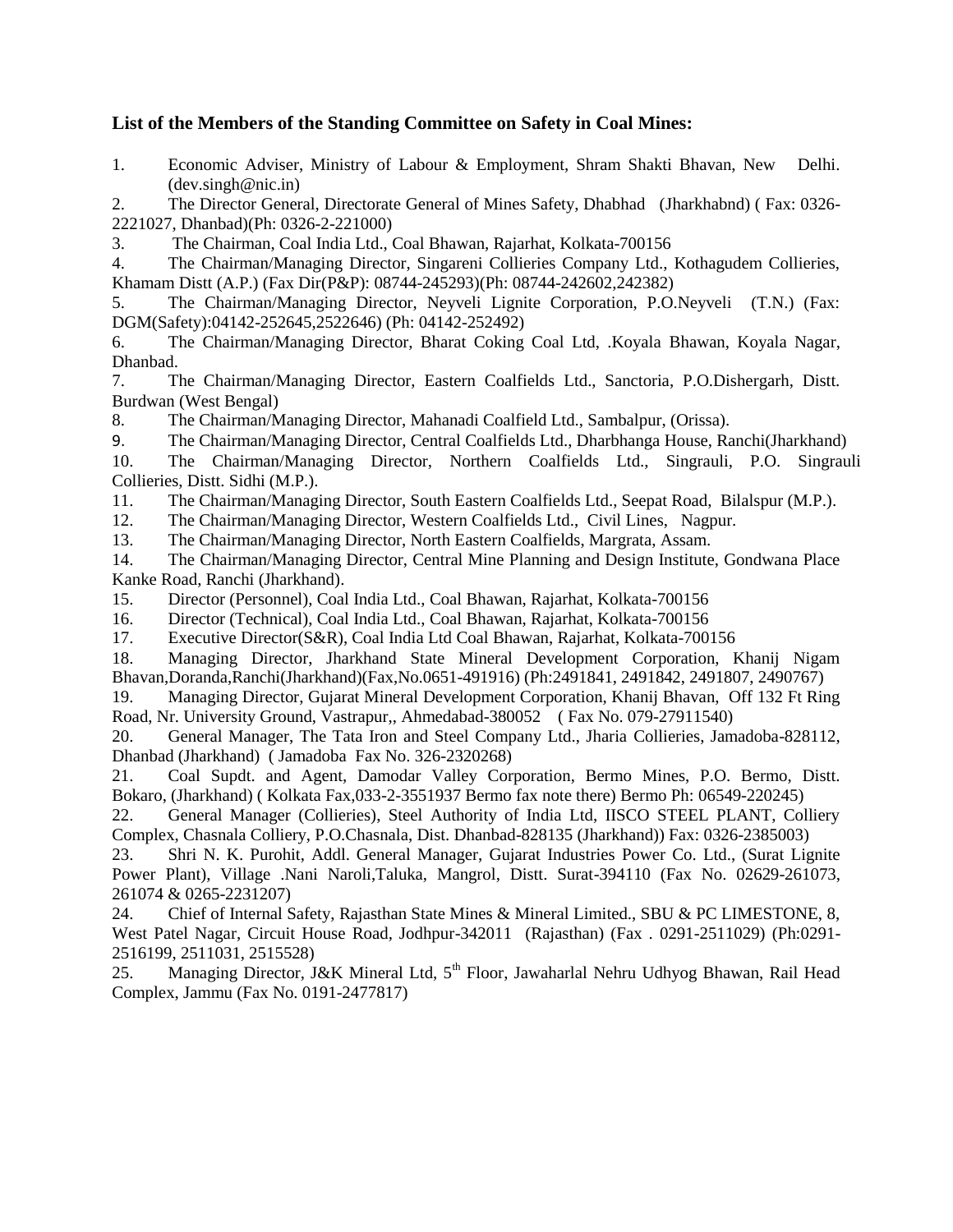**List of the Members of the Standing Committee on Safety in Coal Mines:**

1. Economic Adviser, Ministry of Labour & Employment, Shram Shakti Bhavan, New Delhi. (dev.singh@nic.in)
2. The Director General, Directorate General of Mines Safety, Dhabhad (Jharkhabnd) ( Fax: 0326-2221027, Dhanbad)(Ph: 0326-2-221000)
3. The Chairman, Coal India Ltd., Coal Bhawan, Rajarhat, Kolkata-700156
4. The Chairman/Managing Director, Singareni Collieries Company Ltd., Kothagudem Collieries, Khamam Distt (A.P.) (Fax Dir(P&P): 08744-245293)(Ph: 08744-242602,242382)
5. The Chairman/Managing Director, Neyveli Lignite Corporation, P.O.Neyveli (T.N.) (Fax: DGM(Safety):04142-252645,2522646) (Ph: 04142-252492)
6. The Chairman/Managing Director, Bharat Coking Coal Ltd, .Koyala Bhawan, Koyala Nagar, Dhanbad.
7. The Chairman/Managing Director, Eastern Coalfields Ltd., Sanctoria, P.O.Dishergarh, Distt. Burdwan (West Bengal)
8. The Chairman/Managing Director, Mahanadi Coalfield Ltd., Sambalpur, (Orissa).
9. The Chairman/Managing Director, Central Coalfields Ltd., Dharbhanga House, Ranchi(Jharkhand)
10. The Chairman/Managing Director, Northern Coalfields Ltd., Singrauli, P.O. Singrauli Collieries, Distt. Sidhi (M.P.).
11. The Chairman/Managing Director, South Eastern Coalfields Ltd., Seepat Road, Bilalspur (M.P.).
12. The Chairman/Managing Director, Western Coalfields Ltd., Civil Lines, Nagpur.
13. The Chairman/Managing Director, North Eastern Coalfields, Margrata, Assam.
14. The Chairman/Managing Director, Central Mine Planning and Design Institute, Gondwana Place Kanke Road, Ranchi (Jharkhand).
15. Director (Personnel), Coal India Ltd., Coal Bhawan, Rajarhat, Kolkata-700156
16. Director (Technical), Coal India Ltd., Coal Bhawan, Rajarhat, Kolkata-700156
17. Executive Director(S&R), Coal India Ltd Coal Bhawan, Rajarhat, Kolkata-700156
18. Managing Director, Jharkhand State Mineral Development Corporation, Khanij Nigam Bhavan,Doranda,Ranchi(Jharkhand)(Fax,No.0651-491916) (Ph:2491841, 2491842, 2491807, 2490767)
19. Managing Director, Gujarat Mineral Development Corporation, Khanij Bhavan, Off 132 Ft Ring Road, Nr. University Ground, Vastrapur,, Ahmedabad-380052 ( Fax No. 079-27911540)
20. General Manager, The Tata Iron and Steel Company Ltd., Jharia Collieries, Jamadoba-828112, Dhanbad (Jharkhand) ( Jamadoba Fax No. 326-2320268)
21. Coal Supdt. and Agent, Damodar Valley Corporation, Bermo Mines, P.O. Bermo, Distt. Bokaro, (Jharkhand) ( Kolkata Fax,033-2-3551937 Bermo fax note there) Bermo Ph: 06549-220245)
22. General Manager (Collieries), Steel Authority of India Ltd, IISCO STEEL PLANT, Colliery Complex, Chasnala Colliery, P.O.Chasnala, Dist. Dhanbad-828135 (Jharkhand)) Fax: 0326-2385003)
23. Shri N. K. Purohit, Addl. General Manager, Gujarat Industries Power Co. Ltd., (Surat Lignite Power Plant), Village .Nani Naroli,Taluka, Mangrol, Distt. Surat-394110 (Fax No. 02629-261073, 261074 & 0265-2231207)
24. Chief of Internal Safety, Rajasthan State Mines & Mineral Limited., SBU & PC LIMESTONE, 8, West Patel Nagar, Circuit House Road, Jodhpur-342011 (Rajasthan) (Fax . 0291-2511029) (Ph:0291-2516199, 2511031, 2515528)
25. Managing Director, J&K Mineral Ltd, 5th Floor, Jawaharlal Nehru Udhyog Bhawan, Rail Head Complex, Jammu (Fax No. 0191-2477817)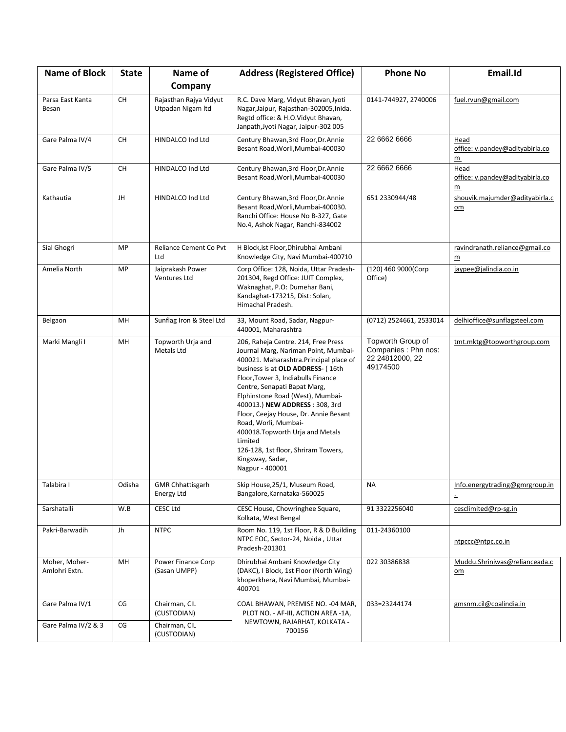| Name of Block | State | Name of Company | Address (Registered Office) | Phone No | Email.Id |
|---|---|---|---|---|---|
| Parsa East Kanta Besan | CH | Rajasthan Rajya Vidyut Utpadan Nigam ltd | R.C. Dave Marg, Vidyut Bhavan,Jyoti Nagar,Jaipur, Rajasthan-302005,Inida. Regtd office: & H.O.Vidyut Bhavan, Janpath,Jyoti Nagar, Jaipur-302 005 | 0141-744927, 2740006 | fuel.rvun@gmail.com |
| Gare Palma IV/4 | CH | HINDALCO Ind Ltd | Century Bhawan,3rd Floor,Dr.Annie Besant Road,Worli,Mumbai-400030 | 22 6662 6666 | Head office: v.pandey@adityabirla.com |
| Gare Palma IV/5 | CH | HINDALCO Ind Ltd | Century Bhawan,3rd Floor,Dr.Annie Besant Road,Worli,Mumbai-400030 | 22 6662 6666 | Head office: v.pandey@adityabirla.com |
| Kathautia | JH | HINDALCO Ind Ltd | Century Bhawan,3rd Floor,Dr.Annie Besant Road,Worli,Mumbai-400030. Ranchi Office: House No B-327, Gate No.4, Ashok Nagar, Ranchi-834002 | 651 2330944/48 | shouvik.majumder@adityabirla.com |
| Sial Ghogri | MP | Reliance Cement Co Pvt Ltd | H Block,ist Floor,Dhirubhai Ambani Knowledge City, Navi Mumbai-400710 | | ravindranath.reliance@gmail.com |
| Amelia North | MP | Jaiprakash Power Ventures Ltd | Corp Office: 128, Noida, Uttar Pradesh-201304, Regd Office: JUIT Complex, Waknaghat, P.O: Dumehar Bani, Kandaghat-173215, Dist: Solan, Himachal Pradesh. | (120) 460 9000(Corp Office) | jaypee@jalindia.co.in |
| Belgaon | MH | Sunflag Iron & Steel Ltd | 33, Mount Road, Sadar, Nagpur-440001, Maharashtra | (0712) 2524661, 2533014 | delhioffice@sunflagsteel.com |
| Marki Mangli I | MH | Topworth Urja and Metals Ltd | 206, Raheja Centre. 214, Free Press Journal Marg, Nariman Point, Mumbai-400021. Maharashtra.Principal place of business is at **OLD ADDRESS**- ( 16th Floor,Tower 3, Indiabulls Finance Centre, Senapati Bapat Marg, Elphinstone Road (West), Mumbai-400013.) **NEW ADDRESS** : 308, 3rd Floor, Ceejay House, Dr. Annie Besant Road, Worli, Mumbai-400018.Topworth Urja and Metals Limited 126-128, 1st floor, Shriram Towers, Kingsway, Sadar, Nagpur - 400001 | Topworth Group of Companies : Phn nos: 22 24812000, 22 49174500 | tmt.mktg@topworthgroup.com |
| Talabira I | Odisha | GMR Chhattisgarh Energy Ltd | Skip House,25/1, Museum Road, Bangalore,Karnataka-560025 | NA | Info.energytrading@gmrgroup.in. |
| Sarshatalli | W.B | CESC Ltd | CESC House, Chowringhee Square, Kolkata, West Bengal | 91 3322256040 | cesclimited@rp-sg.in |
| Pakri-Barwadih | Jh | NTPC | Room No. 119, 1st Floor, R & D Building NTPC EOC, Sector-24, Noida , Uttar Pradesh-201301 | 011-24360100 | ntpccc@ntpc.co.in |
| Moher, Moher-Amlohri Extn. | MH | Power Finance Corp (Sasan UMPP) | Dhirubhai Ambani Knowledge City (DAKC), I Block, 1st Floor (North Wing) khoperkhera, Navi Mumbai, Mumbai-400701 | 022 30386838 | Muddu.Shriniwas@relianceada.com |
| Gare Palma IV/1 | CG | Chairman, CIL (CUSTODIAN) | COAL BHAWAN, PREMISE NO. -04 MAR, PLOT NO. - AF-III, ACTION AREA -1A, NEWTOWN, RAJARHAT, KOLKATA - 700156 | 033=23244174 | gmsnm.cil@coalindia.in |
| Gare Palma IV/2 & 3 | CG | Chairman, CIL (CUSTODIAN) | | | |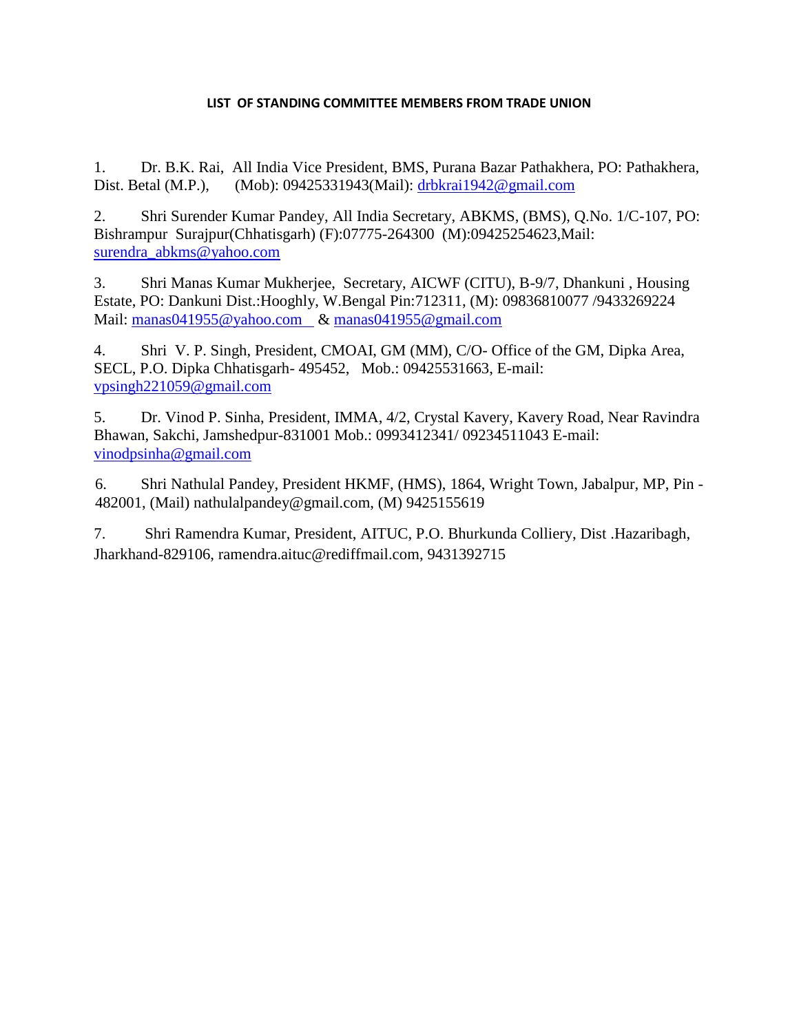**LIST OF STANDING COMMITTEE MEMBERS FROM TRADE UNION**

1. Dr. B.K. Rai, All India Vice President, BMS, Purana Bazar Pathakhera, PO: Pathakhera, Dist. Betal (M.P.), (Mob): 09425331943(Mail): drbkrai1942@gmail.com

2. Shri Surender Kumar Pandey, All India Secretary, ABKMS, (BMS), Q.No. 1/C-107, PO: Bishrampur Surajpur(Chhatisgarh) (F):07775-264300 (M):09425254623,Mail: surendra_abkms@yahoo.com

3. Shri Manas Kumar Mukherjee, Secretary, AICWF (CITU), B-9/7, Dhankuni , Housing Estate, PO: Dankuni Dist.:Hooghly, W.Bengal Pin:712311, (M): 09836810077 /9433269224 Mail: manas041955@yahoo.com & manas041955@gmail.com

4. Shri V. P. Singh, President, CMOAI, GM (MM), C/O- Office of the GM, Dipka Area, SECL, P.O. Dipka Chhatisgarh- 495452, Mob.: 09425531663, E-mail: vpsingh221059@gmail.com

5. Dr. Vinod P. Sinha, President, IMMA, 4/2, Crystal Kavery, Kavery Road, Near Ravindra Bhawan, Sakchi, Jamshedpur-831001 Mob.: 0993412341/ 09234511043 E-mail: vinodpsinha@gmail.com

6. Shri Nathulal Pandey, President HKMF, (HMS), 1864, Wright Town, Jabalpur, MP, Pin - 482001, (Mail) nathulalpandey@gmail.com, (M) 9425155619

7. Shri Ramendra Kumar, President, AITUC, P.O. Bhurkunda Colliery, Dist .Hazaribagh, Jharkhand-829106, ramendra.aituc@rediffmail.com, 9431392715